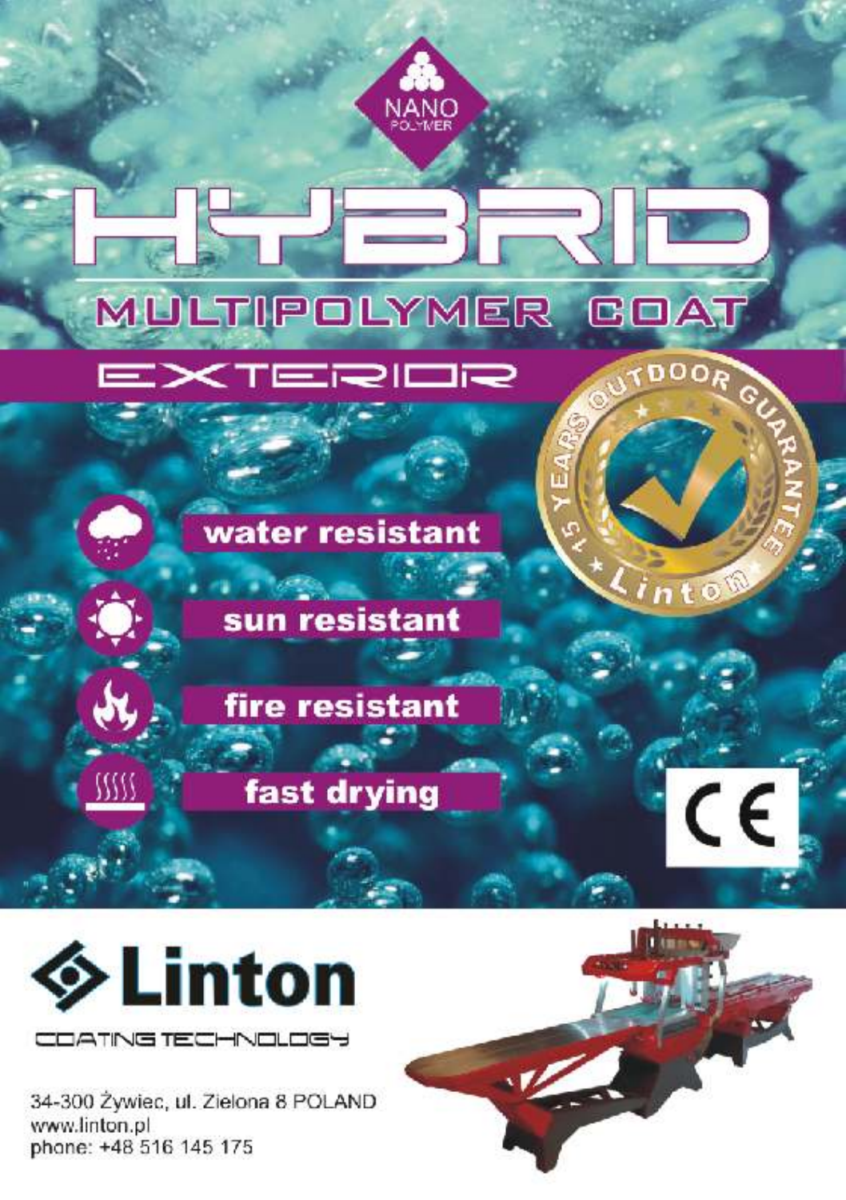NANO POLYMER

# HYBRID

## MULTIPOLYMER COAT

## EXTERIOR

15 YEARS OUTDOOR GUARANTEE Linton

- water resistant
- sun resistant
- fire resistant
- fast drying

CE

# Linton

COATING TECHNOLOGY

34-300 Żywiec, ul. Zielona 8 POLAND
www.linton.pl
phone: +48 516 145 175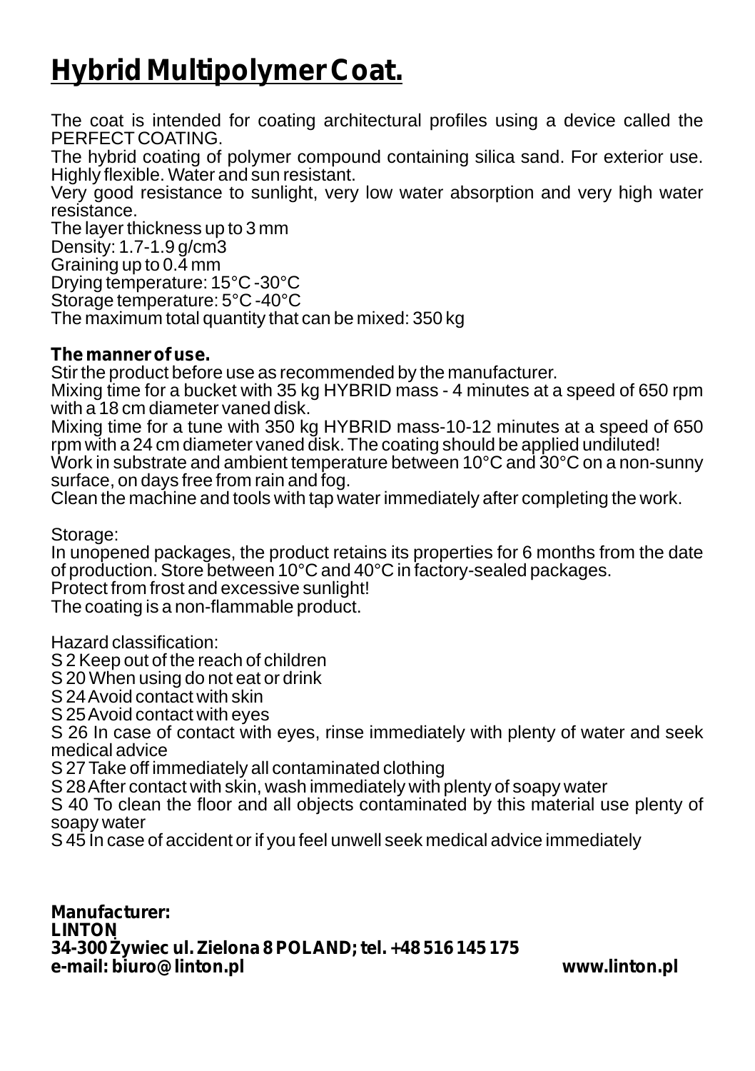# Hybrid Multipolymer Coat.

The coat is intended for coating architectural profiles using a device called the PERFECT COATING.
The hybrid coating of polymer compound containing silica sand. For exterior use. Highly flexible. Water and sun resistant.
Very good resistance to sunlight, very low water absorption and very high water resistance.
The layer thickness up to 3 mm
Density: 1.7-1.9 g/cm3
Graining up to 0.4 mm
Drying temperature: 15°C -30°C
Storage temperature: 5°C -40°C
The maximum total quantity that can be mixed: 350 kg

**The manner of use.**
Stir the product before use as recommended by the manufacturer.
Mixing time for a bucket with 35 kg HYBRID mass - 4 minutes at a speed of 650 rpm with a 18 cm diameter vaned disk.
Mixing time for a tune with 350 kg HYBRID mass-10-12 minutes at a speed of 650 rpm with a 24 cm diameter vaned disk. The coating should be applied undiluted!
Work in substrate and ambient temperature between 10°C and 30°C on a non-sunny surface, on days free from rain and fog.
Clean the machine and tools with tap water immediately after completing the work.

Storage:
In unopened packages, the product retains its properties for 6 months from the date of production. Store between 10°C and 40°C in factory-sealed packages.
Protect from frost and excessive sunlight!
The coating is a non-flammable product.

Hazard classification:
S 2 Keep out of the reach of children
S 20 When using do not eat or drink
S 24 Avoid contact with skin
S 25 Avoid contact with eyes
S 26 In case of contact with eyes, rinse immediately with plenty of water and seek medical advice
S 27 Take off immediately all contaminated clothing
S 28 After contact with skin, wash immediately with plenty of soapy water
S 40 To clean the floor and all objects contaminated by this material use plenty of soapy water
S 45 In case of accident or if you feel unwell seek medical advice immediately

**Manufacturer:**
**LINTON**
**34-300 Żywiec ul. Zielona 8 POLAND; tel. +48 516 145 175**
**e-mail: biuro@linton.pl** **www.linton.pl**